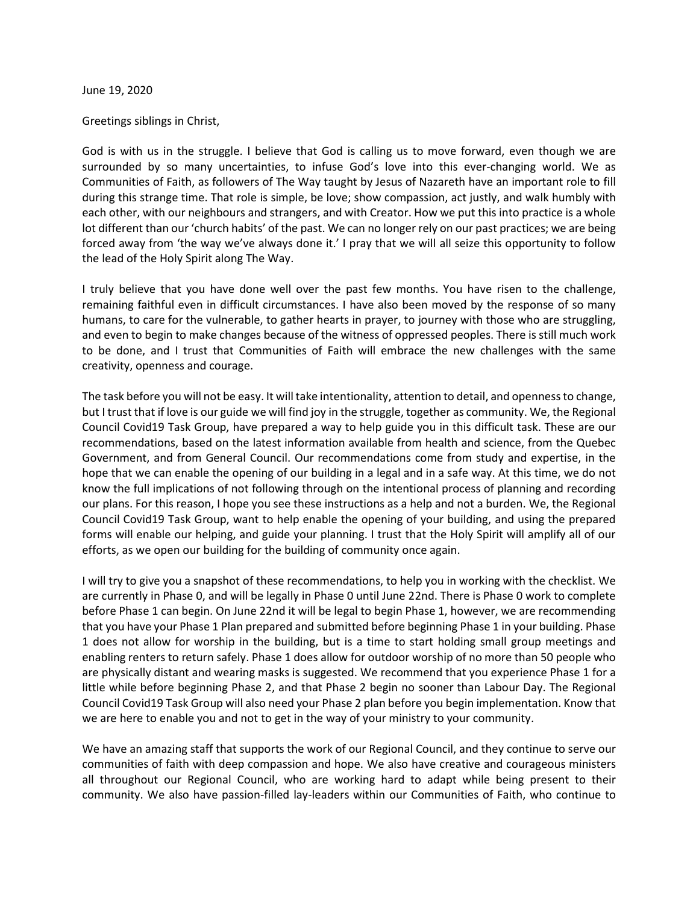June 19, 2020

Greetings siblings in Christ,

God is with us in the struggle. I believe that God is calling us to move forward, even though we are surrounded by so many uncertainties, to infuse God's love into this ever-changing world. We as Communities of Faith, as followers of The Way taught by Jesus of Nazareth have an important role to fill during this strange time. That role is simple, be love; show compassion, act justly, and walk humbly with each other, with our neighbours and strangers, and with Creator. How we put this into practice is a whole lot different than our 'church habits' of the past. We can no longer rely on our past practices; we are being forced away from 'the way we've always done it.' I pray that we will all seize this opportunity to follow the lead of the Holy Spirit along The Way.

I truly believe that you have done well over the past few months. You have risen to the challenge, remaining faithful even in difficult circumstances. I have also been moved by the response of so many humans, to care for the vulnerable, to gather hearts in prayer, to journey with those who are struggling, and even to begin to make changes because of the witness of oppressed peoples. There is still much work to be done, and I trust that Communities of Faith will embrace the new challenges with the same creativity, openness and courage.

The task before you will not be easy. It will take intentionality, attention to detail, and openness to change, but I trust that if love is our guide we will find joy in the struggle, together as community. We, the Regional Council Covid19 Task Group, have prepared a way to help guide you in this difficult task. These are our recommendations, based on the latest information available from health and science, from the Quebec Government, and from General Council. Our recommendations come from study and expertise, in the hope that we can enable the opening of our building in a legal and in a safe way. At this time, we do not know the full implications of not following through on the intentional process of planning and recording our plans. For this reason, I hope you see these instructions as a help and not a burden. We, the Regional Council Covid19 Task Group, want to help enable the opening of your building, and using the prepared forms will enable our helping, and guide your planning. I trust that the Holy Spirit will amplify all of our efforts, as we open our building for the building of community once again.

I will try to give you a snapshot of these recommendations, to help you in working with the checklist. We are currently in Phase 0, and will be legally in Phase 0 until June 22nd. There is Phase 0 work to complete before Phase 1 can begin. On June 22nd it will be legal to begin Phase 1, however, we are recommending that you have your Phase 1 Plan prepared and submitted before beginning Phase 1 in your building. Phase 1 does not allow for worship in the building, but is a time to start holding small group meetings and enabling renters to return safely. Phase 1 does allow for outdoor worship of no more than 50 people who are physically distant and wearing masks is suggested. We recommend that you experience Phase 1 for a little while before beginning Phase 2, and that Phase 2 begin no sooner than Labour Day. The Regional Council Covid19 Task Group will also need your Phase 2 plan before you begin implementation. Know that we are here to enable you and not to get in the way of your ministry to your community.

We have an amazing staff that supports the work of our Regional Council, and they continue to serve our communities of faith with deep compassion and hope. We also have creative and courageous ministers all throughout our Regional Council, who are working hard to adapt while being present to their community. We also have passion-filled lay-leaders within our Communities of Faith, who continue to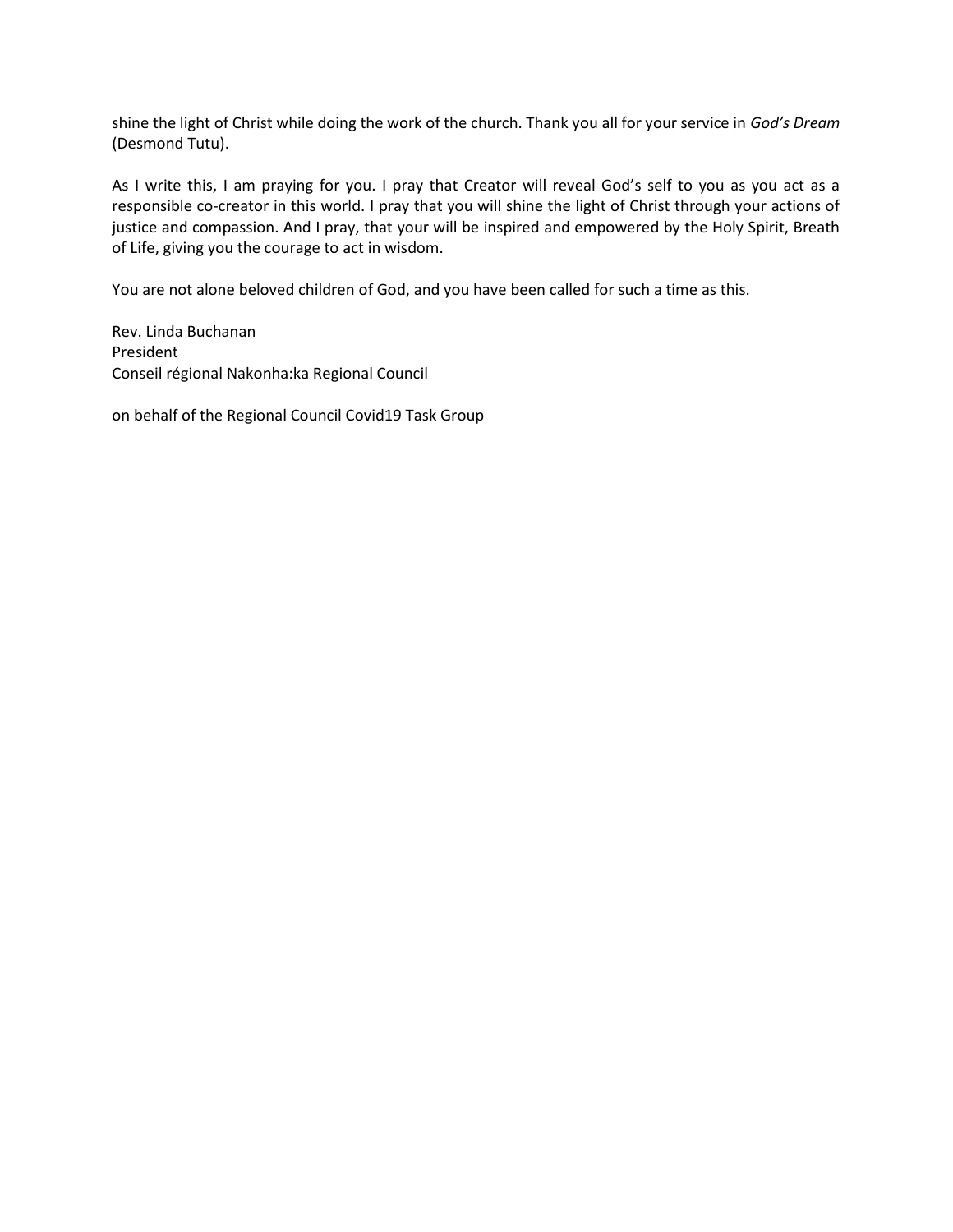shine the light of Christ while doing the work of the church. Thank you all for your service in *God's Dream* (Desmond Tutu).

As I write this, I am praying for you. I pray that Creator will reveal God's self to you as you act as a responsible co-creator in this world. I pray that you will shine the light of Christ through your actions of justice and compassion. And I pray, that your will be inspired and empowered by the Holy Spirit, Breath of Life, giving you the courage to act in wisdom.

You are not alone beloved children of God, and you have been called for such a time as this.

Rev. Linda Buchanan  
President  
Conseil régional Nakonha:ka Regional Council

on behalf of the Regional Council Covid19 Task Group